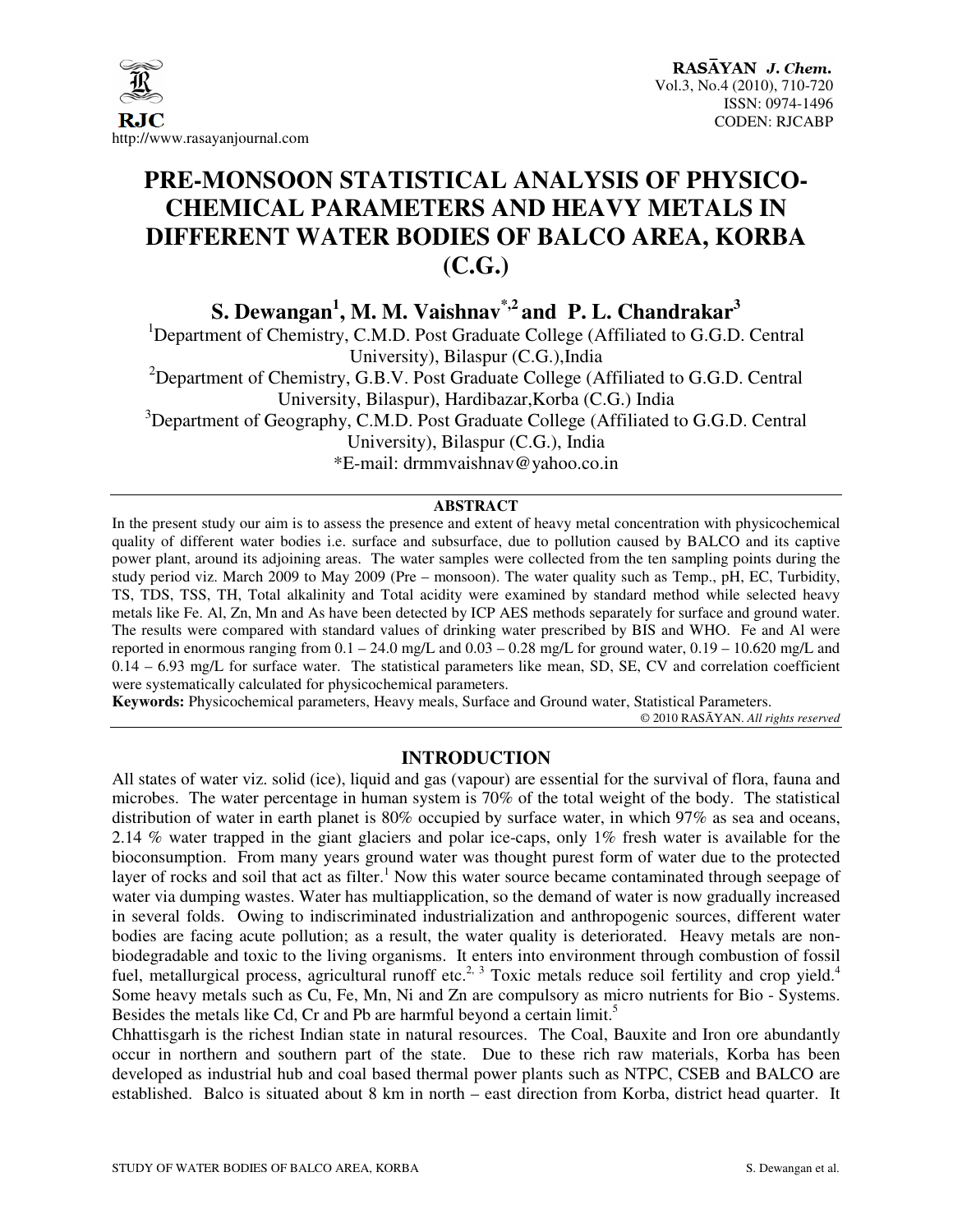# PRE-MONSOON STATISTICAL ANALYSIS OF PHYSICO-CHEMICAL PARAMETERS AND HEAVY METALS IN DIFFERENT WATER BODIES OF BALCO AREA, KORBA (C.G.)

**S. Dewangan[1], M. M. Vaishnav[*,2] and P. L. Chandrakar[3]**

[1]Department of Chemistry, C.M.D. Post Graduate College (Affiliated to G.G.D. Central University), Bilaspur (C.G.),India

[2]Department of Chemistry, G.B.V. Post Graduate College (Affiliated to G.G.D. Central University, Bilaspur), Hardibazar,Korba (C.G.) India

[3]Department of Geography, C.M.D. Post Graduate College (Affiliated to G.G.D. Central University), Bilaspur (C.G.), India

*E-mail: drmmvaishnav@yahoo.co.in

## ABSTRACT

In the present study our aim is to assess the presence and extent of heavy metal concentration with physicochemical quality of different water bodies i.e. surface and subsurface, due to pollution caused by BALCO and its captive power plant, around its adjoining areas. The water samples were collected from the ten sampling points during the study period viz. March 2009 to May 2009 (Pre – monsoon). The water quality such as Temp., pH, EC, Turbidity, TS, TDS, TSS, TH, Total alkalinity and Total acidity were examined by standard method while selected heavy metals like Fe. Al, Zn, Mn and As have been detected by ICP AES methods separately for surface and ground water. The results were compared with standard values of drinking water prescribed by BIS and WHO. Fe and Al were reported in enormous ranging from 0.1 – 24.0 mg/L and 0.03 – 0.28 mg/L for ground water, 0.19 – 10.620 mg/L and 0.14 – 6.93 mg/L for surface water. The statistical parameters like mean, SD, SE, CV and correlation coefficient were systematically calculated for physicochemical parameters.

**Keywords:** Physicochemical parameters, Heavy meals, Surface and Ground water, Statistical Parameters.

© 2010 RASĀYAN. *All rights reserved*

## INTRODUCTION

All states of water viz. solid (ice), liquid and gas (vapour) are essential for the survival of flora, fauna and microbes. The water percentage in human system is 70% of the total weight of the body. The statistical distribution of water in earth planet is 80% occupied by surface water, in which 97% as sea and oceans, 2.14 % water trapped in the giant glaciers and polar ice-caps, only 1% fresh water is available for the bioconsumption. From many years ground water was thought purest form of water due to the protected layer of rocks and soil that act as filter.[1] Now this water source became contaminated through seepage of water via dumping wastes. Water has multiapplication, so the demand of water is now gradually increased in several folds. Owing to indiscriminated industrialization and anthropogenic sources, different water bodies are facing acute pollution; as a result, the water quality is deteriorated. Heavy metals are non-biodegradable and toxic to the living organisms. It enters into environment through combustion of fossil fuel, metallurgical process, agricultural runoff etc.[2, 3] Toxic metals reduce soil fertility and crop yield.[4] Some heavy metals such as Cu, Fe, Mn, Ni and Zn are compulsory as micro nutrients for Bio - Systems. Besides the metals like Cd, Cr and Pb are harmful beyond a certain limit.[5]

Chhattisgarh is the richest Indian state in natural resources. The Coal, Bauxite and Iron ore abundantly occur in northern and southern part of the state. Due to these rich raw materials, Korba has been developed as industrial hub and coal based thermal power plants such as NTPC, CSEB and BALCO are established. Balco is situated about 8 km in north – east direction from Korba, district head quarter. It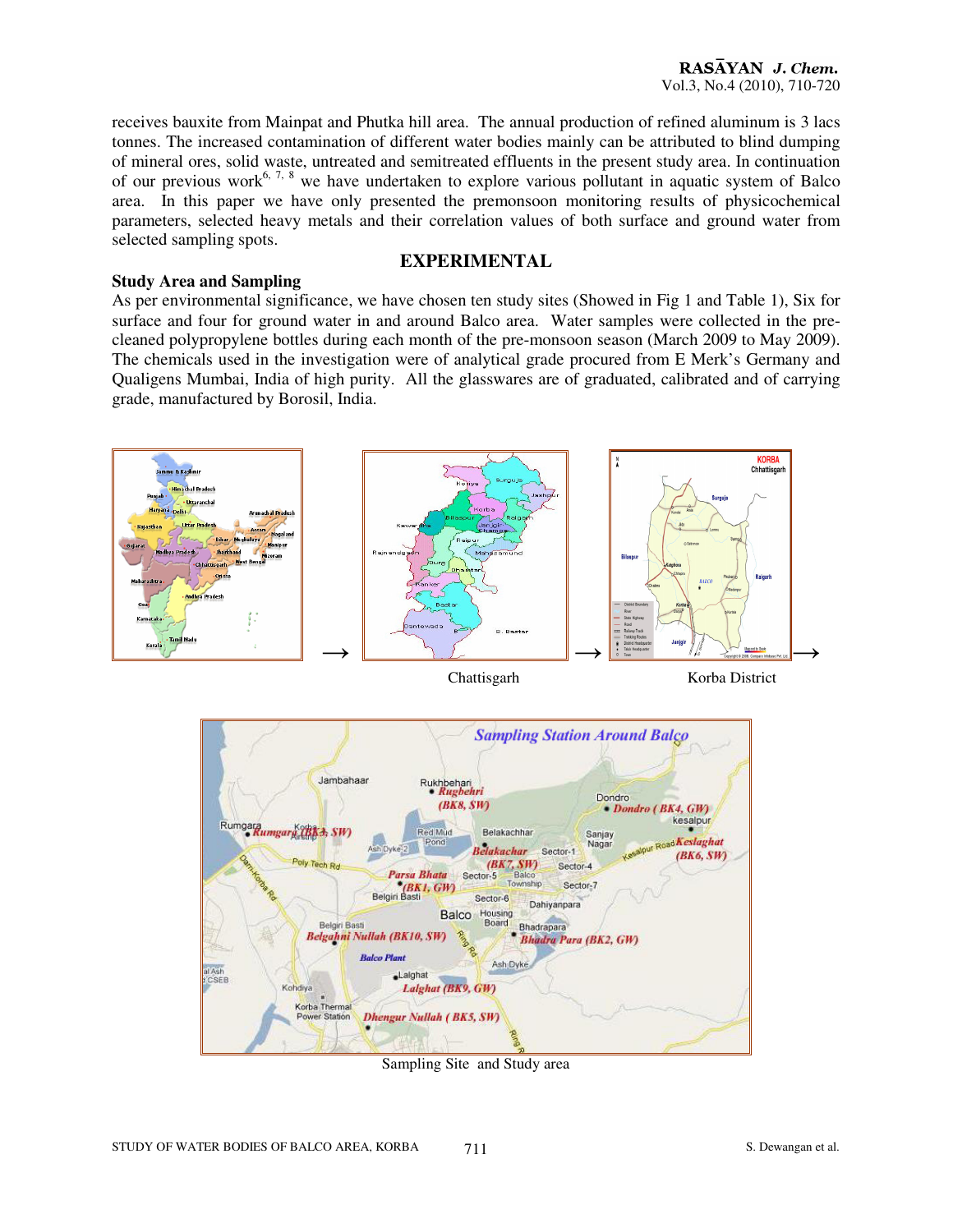receives bauxite from Mainpat and Phutka hill area. The annual production of refined aluminum is 3 lacs tonnes. The increased contamination of different water bodies mainly can be attributed to blind dumping of mineral ores, solid waste, untreated and semitreated effluents in the present study area. In continuation of our previous work[6, 7, 8] we have undertaken to explore various pollutant in aquatic system of Balco area. In this paper we have only presented the premonsoon monitoring results of physicochemical parameters, selected heavy metals and their correlation values of both surface and ground water from selected sampling spots.

## EXPERIMENTAL

### Study Area and Sampling

As per environmental significance, we have chosen ten study sites (Showed in Fig 1 and Table 1), Six for surface and four for ground water in and around Balco area. Water samples were collected in the pre-cleaned polypropylene bottles during each month of the pre-monsoon season (March 2009 to May 2009). The chemicals used in the investigation were of analytical grade procured from E Merk's Germany and Qualigens Mumbai, India of high purity. All the glasswares are of graduated, calibrated and of carrying grade, manufactured by Borosil, India.

Chattisgarh

Korba District

Sampling Site and Study area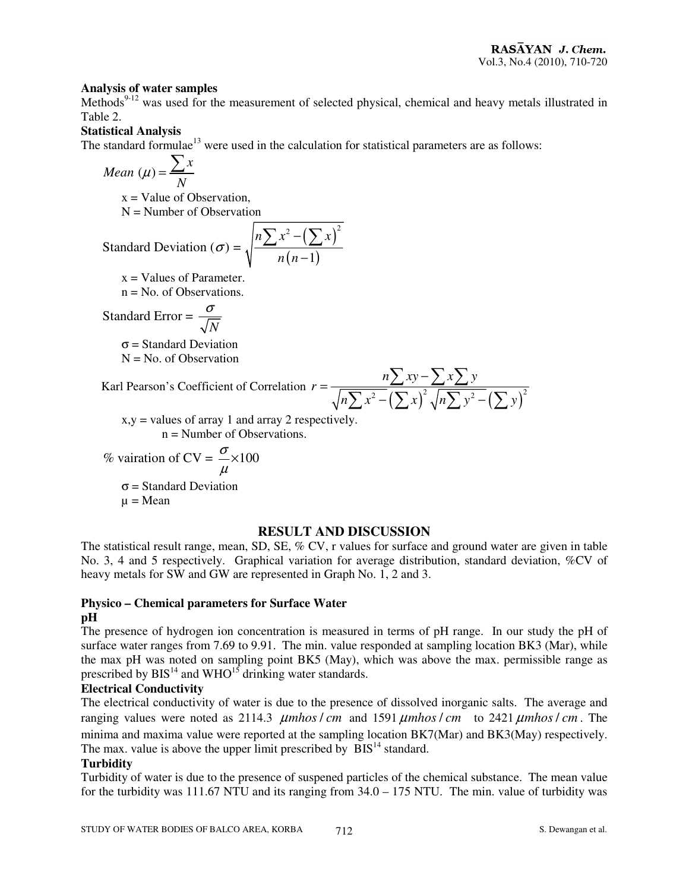**Analysis of water samples**

Methods[9-12] was used for the measurement of selected physical, chemical and heavy metals illustrated in Table 2.

**Statistical Analysis**

The standard formulae[13] were used in the calculation for statistical parameters are as follows:

$$Mean\ (\mu) = \frac{\sum x}{N}$$

x = Value of Observation,
N = Number of Observation

$$\text{Standard Deviation } (\sigma) = \sqrt{\frac{n\sum x^2 - \left(\sum x\right)^2}{n(n-1)}}$$

x = Values of Parameter.
n = No. of Observations.

$$\text{Standard Error} = \frac{\sigma}{\sqrt{N}}$$

σ = Standard Deviation
N = No. of Observation

$$\text{Karl Pearson's Coefficient of Correlation } r = \frac{n\sum xy - \sum x \sum y}{\sqrt{n\sum x^2 - \left(\sum x\right)^2}\sqrt{n\sum y^2 - \left(\sum y\right)^2}}$$

x,y = values of array 1 and array 2 respectively.
n = Number of Observations.

$$\text{\% vairation of CV} = \frac{\sigma}{\mu} \times 100$$

σ = Standard Deviation
μ = Mean

## RESULT AND DISCUSSION

The statistical result range, mean, SD, SE, % CV, r values for surface and ground water are given in table No. 3, 4 and 5 respectively. Graphical variation for average distribution, standard deviation, %CV of heavy metals for SW and GW are represented in Graph No. 1, 2 and 3.

### Physico – Chemical parameters for Surface Water

**pH**

The presence of hydrogen ion concentration is measured in terms of pH range. In our study the pH of surface water ranges from 7.69 to 9.91. The min. value responded at sampling location BK3 (Mar), while the max pH was noted on sampling point BK5 (May), which was above the max. permissible range as prescribed by BIS[14] and WHO[15] drinking water standards.

**Electrical Conductivity**

The electrical conductivity of water is due to the presence of dissolved inorganic salts. The average and ranging values were noted as 2114.3 $\mu mhos/cm$ and 1591 $\mu mhos/cm$ to 2421 $\mu mhos/cm$. The minima and maxima value were reported at the sampling location BK7(Mar) and BK3(May) respectively. The max. value is above the upper limit prescribed by BIS[14] standard.

**Turbidity**

Turbidity of water is due to the presence of suspened particles of the chemical substance. The mean value for the turbidity was 111.67 NTU and its ranging from 34.0 – 175 NTU. The min. value of turbidity was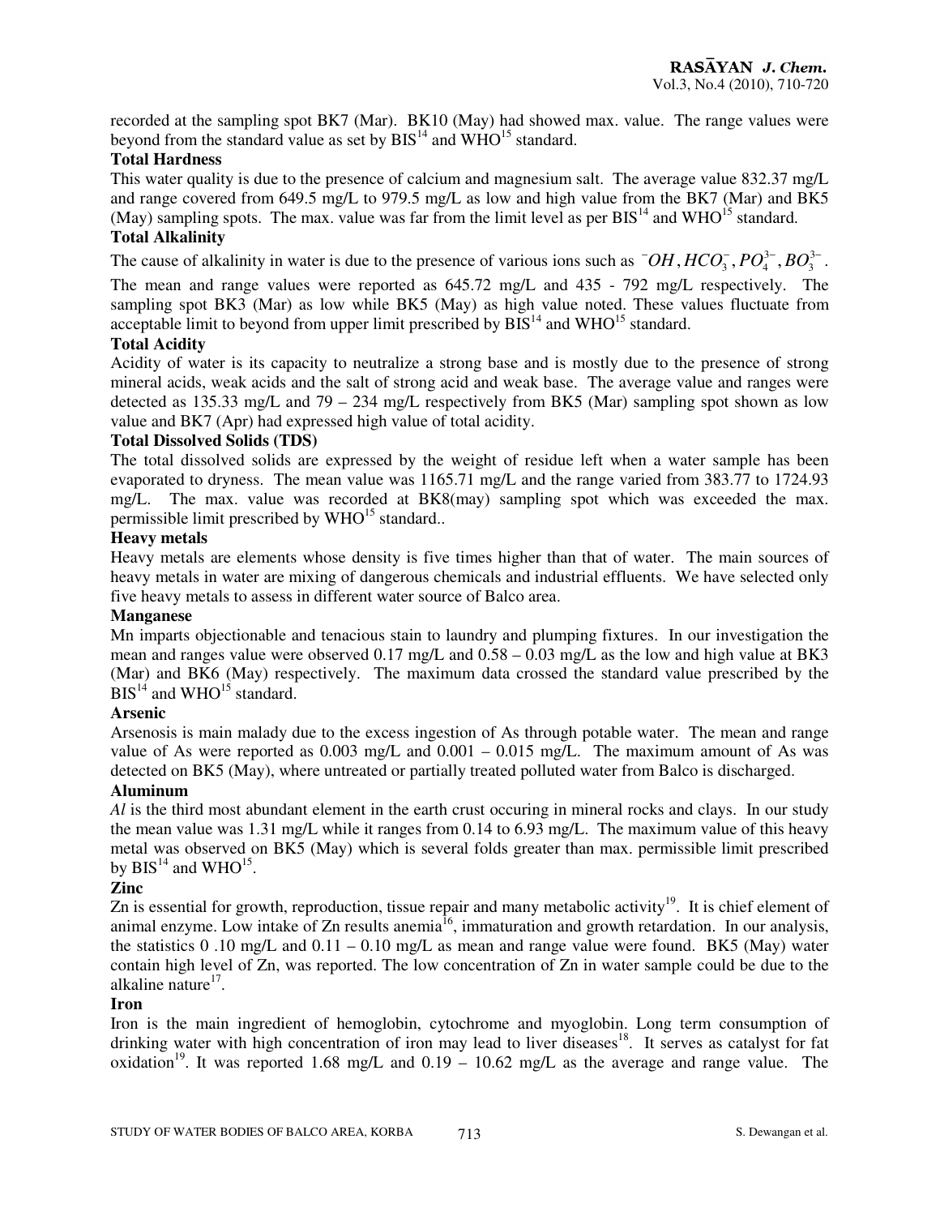recorded at the sampling spot BK7 (Mar). BK10 (May) had showed max. value. The range values were beyond from the standard value as set by BIS[14] and WHO[15] standard.

### Total Hardness

This water quality is due to the presence of calcium and magnesium salt. The average value 832.37 mg/L and range covered from 649.5 mg/L to 979.5 mg/L as low and high value from the BK7 (Mar) and BK5 (May) sampling spots. The max. value was far from the limit level as per BIS[14] and WHO[15] standard.

### Total Alkalinity

The cause of alkalinity in water is due to the presence of various ions such as $^{-}OH, HCO_3^{-}, PO_4^{3-}, BO_3^{3-}$. The mean and range values were reported as 645.72 mg/L and 435 - 792 mg/L respectively. The sampling spot BK3 (Mar) as low while BK5 (May) as high value noted. These values fluctuate from acceptable limit to beyond from upper limit prescribed by BIS[14] and WHO[15] standard.

### Total Acidity

Acidity of water is its capacity to neutralize a strong base and is mostly due to the presence of strong mineral acids, weak acids and the salt of strong acid and weak base. The average value and ranges were detected as 135.33 mg/L and 79 – 234 mg/L respectively from BK5 (Mar) sampling spot shown as low value and BK7 (Apr) had expressed high value of total acidity.

### Total Dissolved Solids (TDS)

The total dissolved solids are expressed by the weight of residue left when a water sample has been evaporated to dryness. The mean value was 1165.71 mg/L and the range varied from 383.77 to 1724.93 mg/L. The max. value was recorded at BK8(may) sampling spot which was exceeded the max. permissible limit prescribed by WHO[15] standard..

### Heavy metals

Heavy metals are elements whose density is five times higher than that of water. The main sources of heavy metals in water are mixing of dangerous chemicals and industrial effluents. We have selected only five heavy metals to assess in different water source of Balco area.

### Manganese

Mn imparts objectionable and tenacious stain to laundry and plumping fixtures. In our investigation the mean and ranges value were observed 0.17 mg/L and 0.58 – 0.03 mg/L as the low and high value at BK3 (Mar) and BK6 (May) respectively. The maximum data crossed the standard value prescribed by the BIS[14] and WHO[15] standard.

### Arsenic

Arsenosis is main malady due to the excess ingestion of As through potable water. The mean and range value of As were reported as 0.003 mg/L and 0.001 – 0.015 mg/L. The maximum amount of As was detected on BK5 (May), where untreated or partially treated polluted water from Balco is discharged.

### Aluminum

*Al* is the third most abundant element in the earth crust occuring in mineral rocks and clays. In our study the mean value was 1.31 mg/L while it ranges from 0.14 to 6.93 mg/L. The maximum value of this heavy metal was observed on BK5 (May) which is several folds greater than max. permissible limit prescribed by BIS[14] and WHO[15].

### Zinc

Zn is essential for growth, reproduction, tissue repair and many metabolic activity[19]. It is chief element of animal enzyme. Low intake of Zn results anemia[16], immaturation and growth retardation. In our analysis, the statistics 0 .10 mg/L and 0.11 – 0.10 mg/L as mean and range value were found. BK5 (May) water contain high level of Zn, was reported. The low concentration of Zn in water sample could be due to the alkaline nature[17].

### Iron

Iron is the main ingredient of hemoglobin, cytochrome and myoglobin. Long term consumption of drinking water with high concentration of iron may lead to liver diseases[18]. It serves as catalyst for fat oxidation[19]. It was reported 1.68 mg/L and 0.19 – 10.62 mg/L as the average and range value. The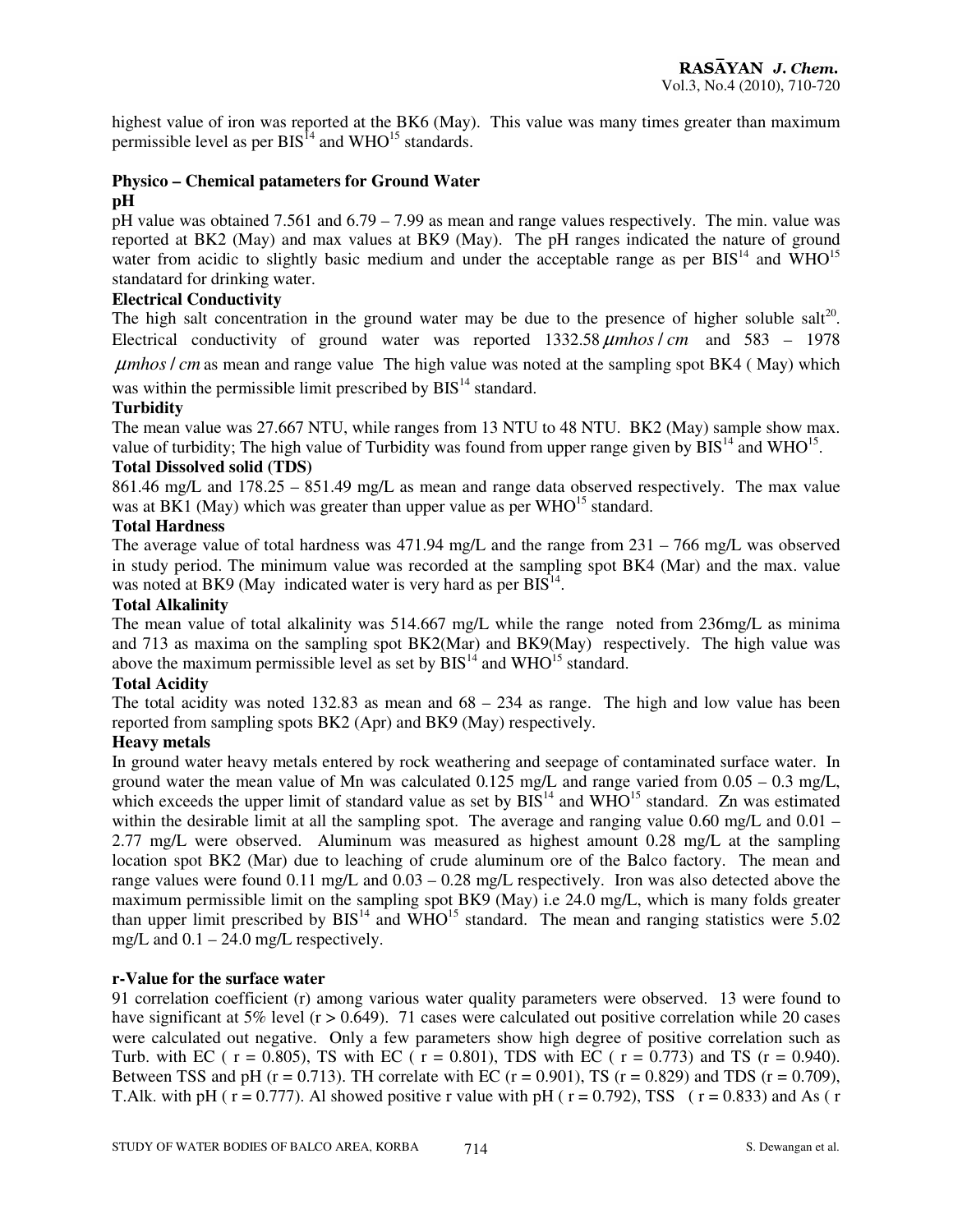highest value of iron was reported at the BK6 (May). This value was many times greater than maximum permissible level as per BIS[14] and WHO[15] standards.

**Physico – Chemical patameters for Ground Water**

**pH**

pH value was obtained 7.561 and 6.79 – 7.99 as mean and range values respectively. The min. value was reported at BK2 (May) and max values at BK9 (May). The pH ranges indicated the nature of ground water from acidic to slightly basic medium and under the acceptable range as per BIS[14] and WHO[15] standatard for drinking water.

**Electrical Conductivity**

The high salt concentration in the ground water may be due to the presence of higher soluble salt[20]. Electrical conductivity of ground water was reported 1332.58 $\mu mhos/cm$ and 583 – 1978 $\mu mhos/cm$ as mean and range value The high value was noted at the sampling spot BK4 ( May) which was within the permissible limit prescribed by BIS[14] standard.

**Turbidity**

The mean value was 27.667 NTU, while ranges from 13 NTU to 48 NTU. BK2 (May) sample show max. value of turbidity; The high value of Turbidity was found from upper range given by BIS[14] and WHO[15].

**Total Dissolved solid (TDS)**

861.46 mg/L and 178.25 – 851.49 mg/L as mean and range data observed respectively. The max value was at BK1 (May) which was greater than upper value as per WHO[15] standard.

**Total Hardness**

The average value of total hardness was 471.94 mg/L and the range from 231 – 766 mg/L was observed in study period. The minimum value was recorded at the sampling spot BK4 (Mar) and the max. value was noted at BK9 (May indicated water is very hard as per BIS[14].

**Total Alkalinity**

The mean value of total alkalinity was 514.667 mg/L while the range noted from 236mg/L as minima and 713 as maxima on the sampling spot BK2(Mar) and BK9(May) respectively. The high value was above the maximum permissible level as set by BIS[14] and WHO[15] standard.

**Total Acidity**

The total acidity was noted 132.83 as mean and 68 – 234 as range. The high and low value has been reported from sampling spots BK2 (Apr) and BK9 (May) respectively.

**Heavy metals**

In ground water heavy metals entered by rock weathering and seepage of contaminated surface water. In ground water the mean value of Mn was calculated 0.125 mg/L and range varied from 0.05 – 0.3 mg/L, which exceeds the upper limit of standard value as set by BIS[14] and WHO[15] standard. Zn was estimated within the desirable limit at all the sampling spot. The average and ranging value 0.60 mg/L and 0.01 – 2.77 mg/L were observed. Aluminum was measured as highest amount 0.28 mg/L at the sampling location spot BK2 (Mar) due to leaching of crude aluminum ore of the Balco factory. The mean and range values were found 0.11 mg/L and 0.03 – 0.28 mg/L respectively. Iron was also detected above the maximum permissible limit on the sampling spot BK9 (May) i.e 24.0 mg/L, which is many folds greater than upper limit prescribed by BIS[14] and WHO[15] standard. The mean and ranging statistics were 5.02 mg/L and 0.1 – 24.0 mg/L respectively.

**r-Value for the surface water**

91 correlation coefficient (r) among various water quality parameters were observed. 13 were found to have significant at 5% level ($r > 0.649$). 71 cases were calculated out positive correlation while 20 cases were calculated out negative. Only a few parameters show high degree of positive correlation such as Turb. with EC ( $r = 0.805$), TS with EC ( $r = 0.801$), TDS with EC ( $r = 0.773$) and TS ($r = 0.940$). Between TSS and pH ($r = 0.713$). TH correlate with EC ($r = 0.901$), TS ($r = 0.829$) and TDS ($r = 0.709$), T.Alk. with pH ( $r = 0.777$). Al showed positive r value with pH ( $r = 0.792$), TSS ( $r = 0.833$) and As ( r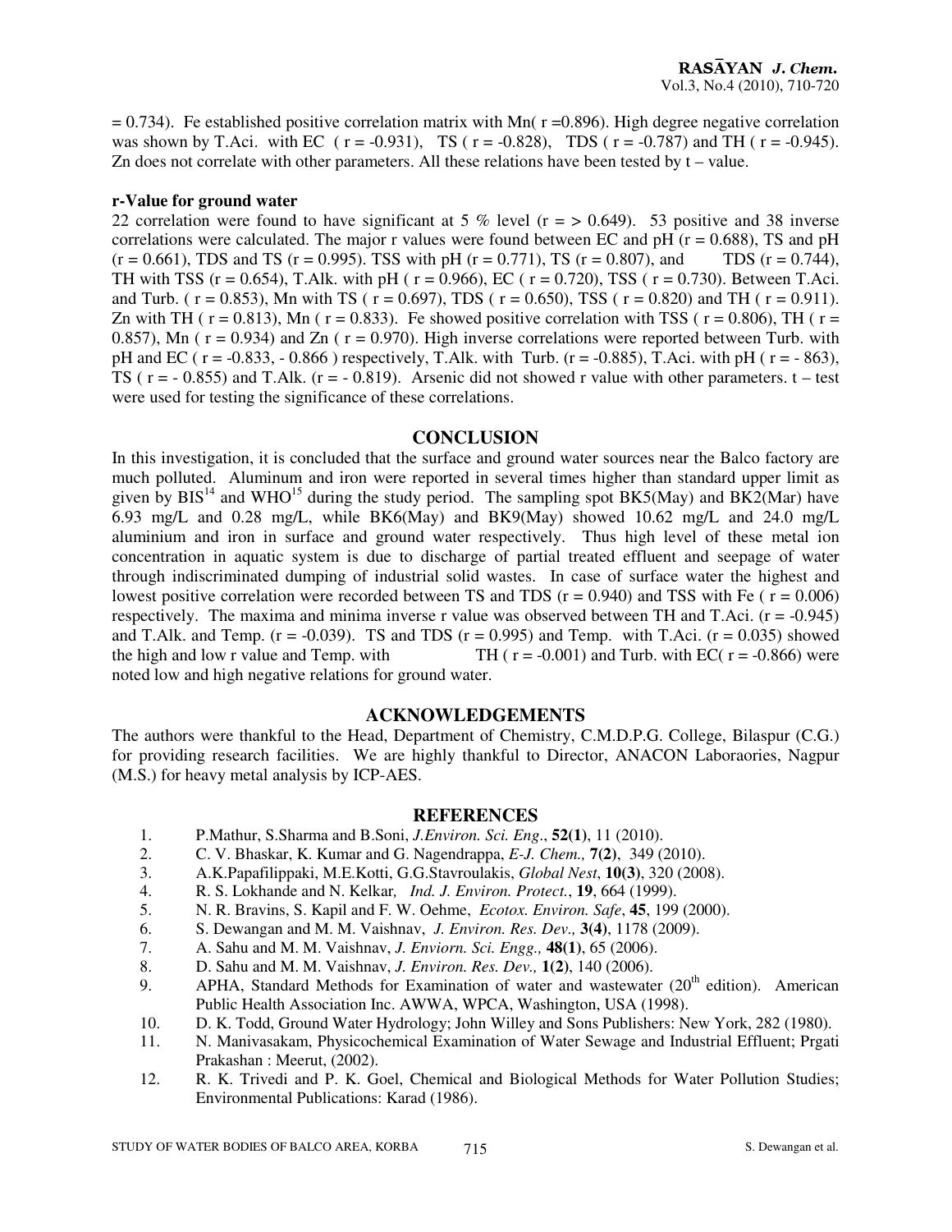= 0.734). Fe established positive correlation matrix with Mn( r =0.896). High degree negative correlation was shown by T.Aci. with EC ( r = -0.931), TS ( r = -0.828), TDS ( r = -0.787) and TH ( r = -0.945). Zn does not correlate with other parameters. All these relations have been tested by t – value.

**r-Value for ground water**

22 correlation were found to have significant at 5 % level (r = > 0.649). 53 positive and 38 inverse correlations were calculated. The major r values were found between EC and pH (r = 0.688), TS and pH (r = 0.661), TDS and TS (r = 0.995). TSS with pH (r = 0.771), TS (r = 0.807), and TDS (r = 0.744), TH with TSS (r = 0.654), T.Alk. with pH ( r = 0.966), EC ( r = 0.720), TSS ( r = 0.730). Between T.Aci. and Turb. ( r = 0.853), Mn with TS ( r = 0.697), TDS ( r = 0.650), TSS ( r = 0.820) and TH ( r = 0.911). Zn with TH ( r = 0.813), Mn ( r = 0.833). Fe showed positive correlation with TSS ( r = 0.806), TH ( r = 0.857), Mn ( r = 0.934) and Zn ( r = 0.970). High inverse correlations were reported between Turb. with pH and EC ( r = -0.833, - 0.866 ) respectively, T.Alk. with Turb. (r = -0.885), T.Aci. with pH ( r = - 863), TS ( r = - 0.855) and T.Alk. (r = - 0.819). Arsenic did not showed r value with other parameters. t – test were used for testing the significance of these correlations.

## CONCLUSION

In this investigation, it is concluded that the surface and ground water sources near the Balco factory are much polluted. Aluminum and iron were reported in several times higher than standard upper limit as given by BIS[14] and WHO[15] during the study period. The sampling spot BK5(May) and BK2(Mar) have 6.93 mg/L and 0.28 mg/L, while BK6(May) and BK9(May) showed 10.62 mg/L and 24.0 mg/L aluminium and iron in surface and ground water respectively. Thus high level of these metal ion concentration in aquatic system is due to discharge of partial treated effluent and seepage of water through indiscriminated dumping of industrial solid wastes. In case of surface water the highest and lowest positive correlation were recorded between TS and TDS (r = 0.940) and TSS with Fe ( r = 0.006) respectively. The maxima and minima inverse r value was observed between TH and T.Aci. (r = -0.945) and T.Alk. and Temp. (r = -0.039). TS and TDS (r = 0.995) and Temp. with T.Aci. (r = 0.035) showed the high and low r value and Temp. with TH ( r = -0.001) and Turb. with EC( r = -0.866) were noted low and high negative relations for ground water.

## ACKNOWLEDGEMENTS

The authors were thankful to the Head, Department of Chemistry, C.M.D.P.G. College, Bilaspur (C.G.) for providing research facilities. We are highly thankful to Director, ANACON Laboraories, Nagpur (M.S.) for heavy metal analysis by ICP-AES.

## REFERENCES

1. P.Mathur, S.Sharma and B.Soni, *J.Environ. Sci. Eng*., **52(1)**, 11 (2010).
2. C. V. Bhaskar, K. Kumar and G. Nagendrappa, *E-J. Chem.,* **7(2)**, 349 (2010).
3. A.K.Papafilippaki, M.E.Kotti, G.G.Stavroulakis, *Global Nest*, **10(3)**, 320 (2008).
4. R. S. Lokhande and N. Kelkar, *Ind. J. Environ. Protect.*, **19**, 664 (1999).
5. N. R. Bravins, S. Kapil and F. W. Oehme, *Ecotox. Environ. Safe*, **45**, 199 (2000).
6. S. Dewangan and M. M. Vaishnav, *J. Environ. Res. Dev.,* **3(4)**, 1178 (2009).
7. A. Sahu and M. M. Vaishnav, *J. Enviorn. Sci. Engg.,* **48(1)**, 65 (2006).
8. D. Sahu and M. M. Vaishnav, *J. Environ. Res. Dev.,* **1(2)**, 140 (2006).
9. APHA, Standard Methods for Examination of water and wastewater (20th edition). American Public Health Association Inc. AWWA, WPCA, Washington, USA (1998).
10. D. K. Todd, Ground Water Hydrology; John Willey and Sons Publishers: New York, 282 (1980).
11. N. Manivasakam, Physicochemical Examination of Water Sewage and Industrial Effluent; Prgati Prakashan : Meerut, (2002).
12. R. K. Trivedi and P. K. Goel, Chemical and Biological Methods for Water Pollution Studies; Environmental Publications: Karad (1986).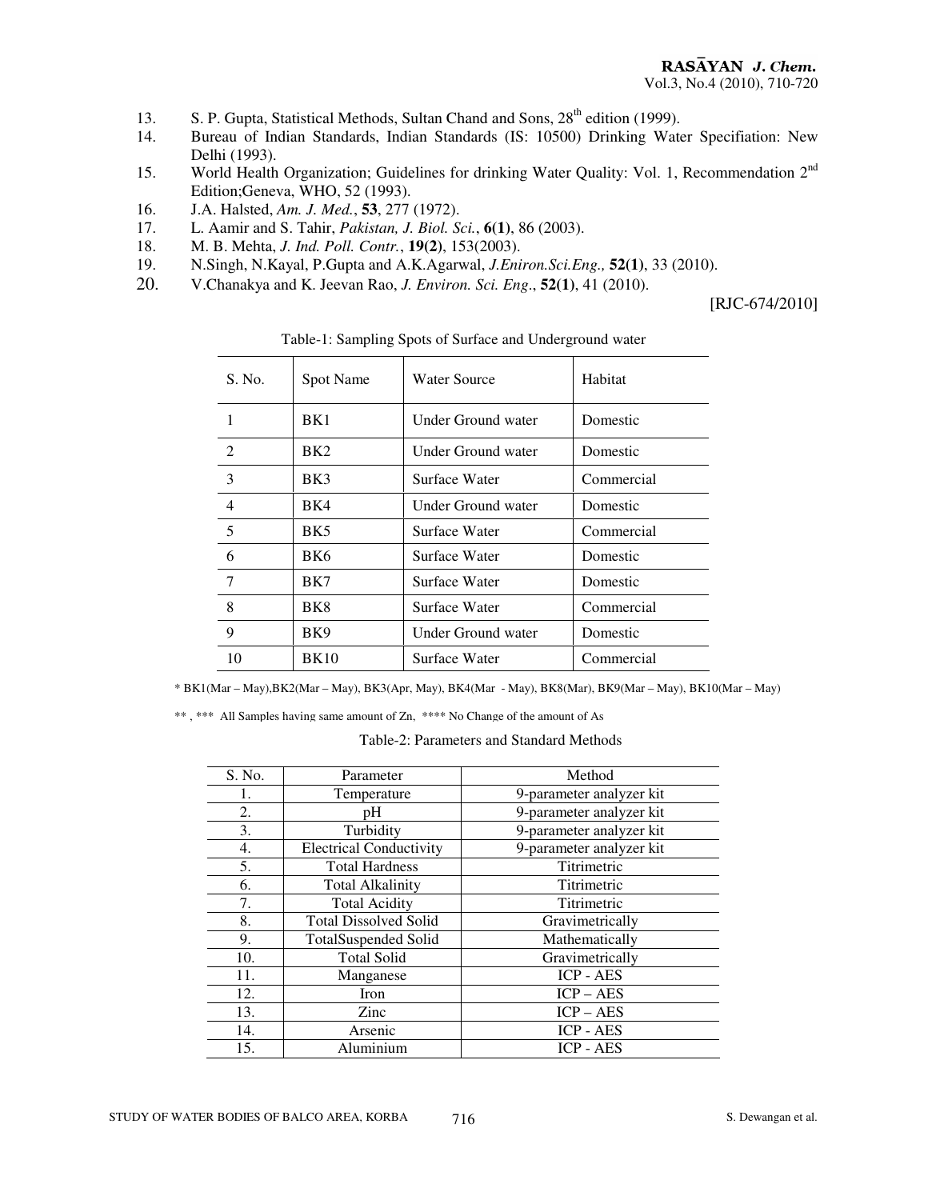13. S. P. Gupta, Statistical Methods, Sultan Chand and Sons, 28th edition (1999).
14. Bureau of Indian Standards, Indian Standards (IS: 10500) Drinking Water Specifiation: New Delhi (1993).
15. World Health Organization; Guidelines for drinking Water Quality: Vol. 1, Recommendation 2nd Edition;Geneva, WHO, 52 (1993).
16. J.A. Halsted, *Am. J. Med.*, **53**, 277 (1972).
17. L. Aamir and S. Tahir, *Pakistan, J. Biol. Sci.*, **6(1)**, 86 (2003).
18. M. B. Mehta, *J. Ind. Poll. Contr.*, **19(2)**, 153(2003).
19. N.Singh, N.Kayal, P.Gupta and A.K.Agarwal, *J.Eniron.Sci.Eng.,* **52(1)**, 33 (2010).
20. V.Chanakya and K. Jeevan Rao, *J. Environ. Sci. Eng*., **52(1)**, 41 (2010).

[RJC-674/2010]

Table-1: Sampling Spots of Surface and Underground water

| S. No. | Spot Name | Water Source | Habitat |
|---|---|---|---|
| 1 | BK1 | Under Ground water | Domestic |
| 2 | BK2 | Under Ground water | Domestic |
| 3 | BK3 | Surface Water | Commercial |
| 4 | BK4 | Under Ground water | Domestic |
| 5 | BK5 | Surface Water | Commercial |
| 6 | BK6 | Surface Water | Domestic |
| 7 | BK7 | Surface Water | Domestic |
| 8 | BK8 | Surface Water | Commercial |
| 9 | BK9 | Under Ground water | Domestic |
| 10 | BK10 | Surface Water | Commercial |

* BK1(Mar – May),BK2(Mar – May), BK3(Apr, May), BK4(Mar - May), BK8(Mar), BK9(Mar – May), BK10(Mar – May)

** , *** All Samples having same amount of Zn, **** No Change of the amount of As

Table-2: Parameters and Standard Methods

| S. No. | Parameter | Method |
|---|---|---|
| 1. | Temperature | 9-parameter analyzer kit |
| 2. | pH | 9-parameter analyzer kit |
| 3. | Turbidity | 9-parameter analyzer kit |
| 4. | Electrical Conductivity | 9-parameter analyzer kit |
| 5. | Total Hardness | Titrimetric |
| 6. | Total Alkalinity | Titrimetric |
| 7. | Total Acidity | Titrimetric |
| 8. | Total Dissolved Solid | Gravimetrically |
| 9. | TotalSuspended Solid | Mathematically |
| 10. | Total Solid | Gravimetrically |
| 11. | Manganese | ICP - AES |
| 12. | Iron | ICP – AES |
| 13. | Zinc | ICP – AES |
| 14. | Arsenic | ICP - AES |
| 15. | Aluminium | ICP - AES |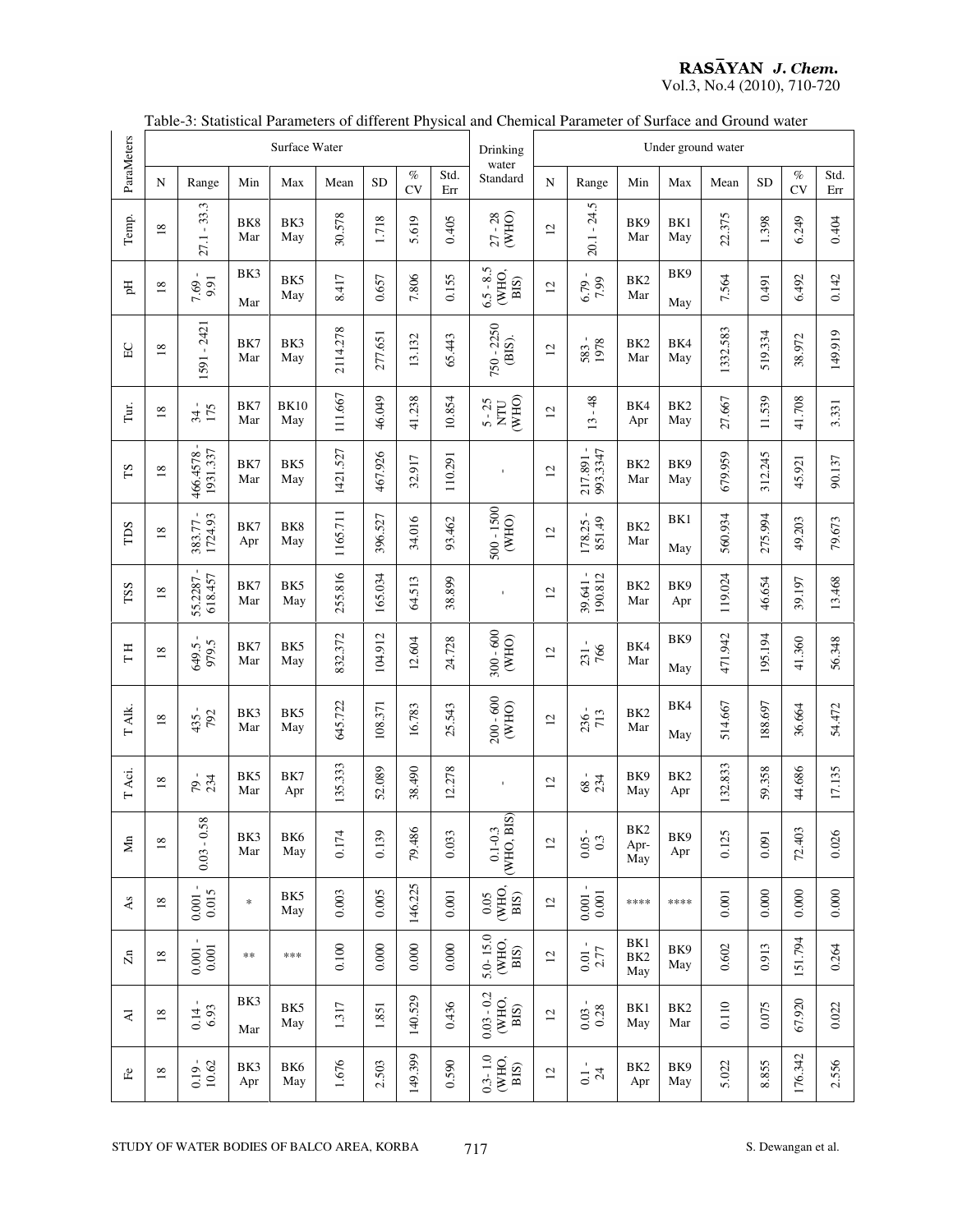Table-3: Statistical Parameters of different Physical and Chemical Parameter of Surface and Ground water

| ParaMeters | Surface Water | | | | | | | | Drinking water Standard | Under ground water | | | | | | | |
|---|---|---|---|---|---|---|---|---|---|---|---|---|---|---|---|---|---|
| | N | Range | Min | Max | Mean | SD | % CV | Std. Err | | N | Range | Min | Max | Mean | SD | % CV | Std. Err |
| Temp. | 18 | 27.1 - 33.3 | BK8 Mar | BK3 May | 30.578 | 1.718 | 5.619 | 0.405 | 27 - 28 (WHO) | 12 | 20.1 - 24.5 | BK9 Mar | BK1 May | 22.375 | 1.398 | 6.249 | 0.404 |
| pH | 18 | 7.69 - 9.91 | BK3 Mar | BK5 May | 8.417 | 0.657 | 7.806 | 0.155 | 6.5 - 8.5 (WHO, BIS) | 12 | 6.79 - 7.99 | BK2 Mar | BK9 May | 7.564 | 0.491 | 6.492 | 0.142 |
| EC | 18 | 1591 - 2421 | BK7 Mar | BK3 May | 2114.278 | 277.651 | 13.132 | 65.443 | 750 - 2250 (BIS). | 12 | 583 - 1978 | BK2 Mar | BK4 May | 1332.583 | 519.334 | 38.972 | 149.919 |
| Tur. | 18 | 34 - 175 | BK7 Mar | BK10 May | 111.667 | 46.049 | 41.238 | 10.854 | 5 - 25 NTU (WHO) | 12 | 13 - 48 | BK4 Apr | BK2 May | 27.667 | 11.539 | 41.708 | 3.331 |
| TS | 18 | 466.4578 - 1931.337 | BK7 Mar | BK5 May | 1421.527 | 467.926 | 32.917 | 110.291 | - | 12 | 217.891 - 993.3347 | BK2 Mar | BK9 May | 679.959 | 312.245 | 45.921 | 90.137 |
| TDS | 18 | 383.77 - 1724.93 | BK7 Apr | BK8 May | 1165.711 | 396.527 | 34.016 | 93.462 | 500 - 1500 (WHO) | 12 | 178.25 - 851.49 | BK2 Mar | BK1 May | 560.934 | 275.994 | 49.203 | 79.673 |
| TSS | 18 | 55.2287 - 618.457 | BK7 Mar | BK5 May | 255.816 | 165.034 | 64.513 | 38.899 | - | 12 | 39.641 - 190.812 | BK2 Mar | BK9 Apr | 119.024 | 46.654 | 39.197 | 13.468 |
| T H | 18 | 649.5 - 979.5 | BK7 Mar | BK5 May | 832.372 | 104.912 | 12.604 | 24.728 | 300 - 600 (WHO) | 12 | 231 - 766 | BK4 Mar | BK9 May | 471.942 | 195.194 | 41.360 | 56.348 |
| T Alk. | 18 | 435 - 792 | BK3 Mar | BK5 May | 645.722 | 108.371 | 16.783 | 25.543 | 200 - 600 (WHO) | 12 | 236 - 713 | BK2 Mar | BK4 May | 514.667 | 188.697 | 36.664 | 54.472 |
| T Aci. | 18 | 79 - 234 | BK5 Mar | BK7 Apr | 135.333 | 52.089 | 38.490 | 12.278 | - | 12 | 68 - 234 | BK9 May | BK2 Apr | 132.833 | 59.358 | 44.686 | 17.135 |
| Mn | 18 | 0.03 - 0.58 | BK3 Mar | BK6 May | 0.174 | 0.139 | 79.486 | 0.033 | 0.1-0.3 (WHO, BIS) | 12 | 0.05 - 0.3 | BK2 Apr-May | BK9 Apr | 0.125 | 0.091 | 72.403 | 0.026 |
| As | 18 | 0.001 - 0.015 | * | BK5 May | 0.003 | 0.005 | 146.225 | 0.001 | 0.05 (WHO, BIS) | 12 | 0.001 - 0.001 | **** | **** | 0.001 | 0.000 | 0.000 | 0.000 |
| Zn | 18 | 0.001 - 0.001 | ** | *** | 0.100 | 0.000 | 0.000 | 0.000 | 5.0- 15.0 (WHO, BIS) | 12 | 0.01 - 2.77 | BK1 BK2 May | BK9 May | 0.602 | 0.913 | 151.794 | 0.264 |
| Al | 18 | 0.14 - 6.93 | BK3 Mar | BK5 May | 1.317 | 1.851 | 140.529 | 0.436 | 0.03 - 0.2 (WHO, BIS) | 12 | 0.03 - 0.28 | BK1 May | BK2 Mar | 0.110 | 0.075 | 67.920 | 0.022 |
| Fe | 18 | 0.19 - 10.62 | BK3 Apr | BK6 May | 1.676 | 2.503 | 149.399 | 0.590 | 0.3- 1.0 (WHO, BIS) | 12 | 0.1 - 24 | BK2 Apr | BK9 May | 5.022 | 8.855 | 176.342 | 2.556 |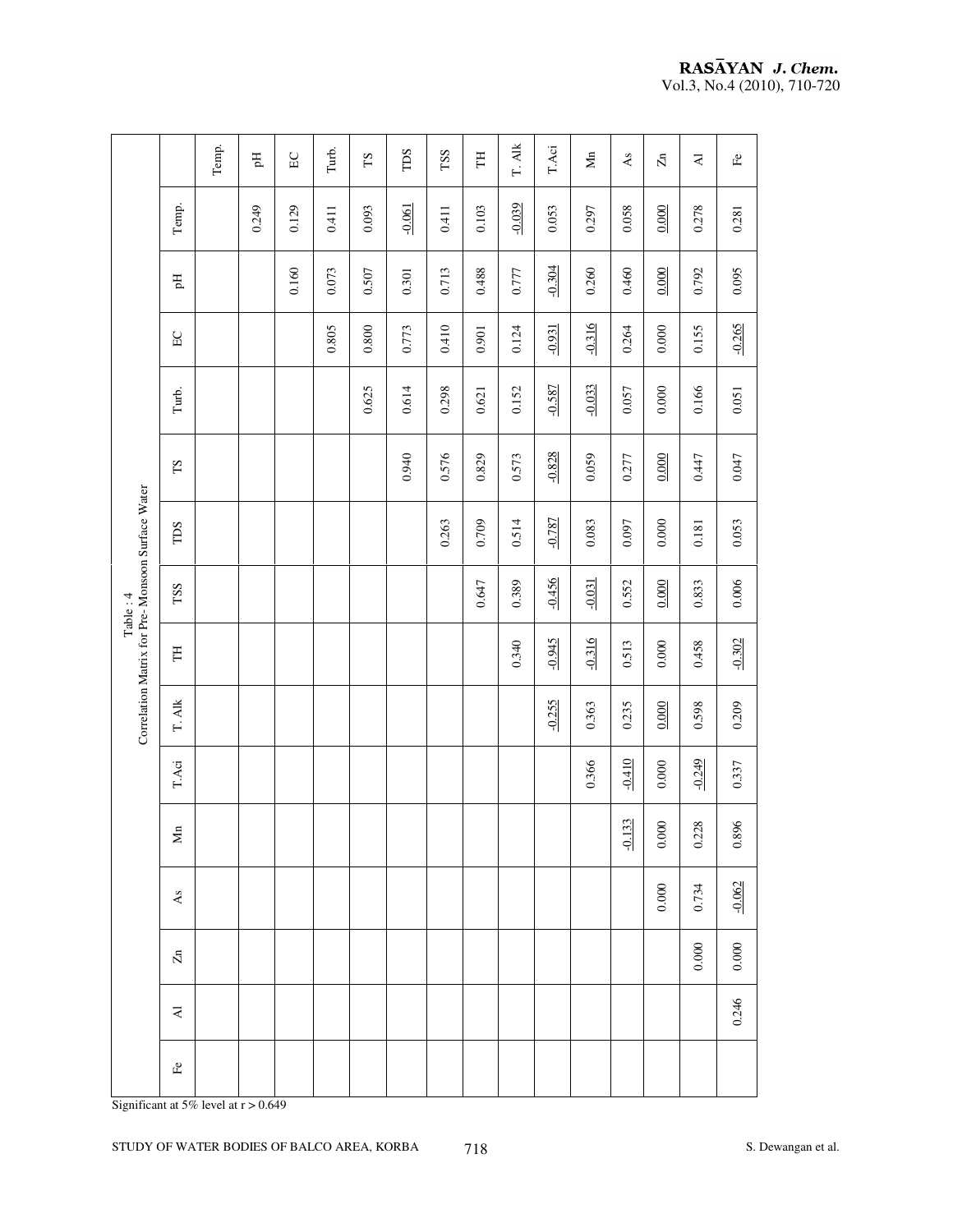**Table : 4**

**Correlation Matrix for Pre- Monsoon Surface Water**

| | Temp. | pH | EC | Turb. | TS | TDS | TSS | TH | T. Alk | T.Aci | Mn | As | Zn | Al | Fe |
|---|---|---|---|---|---|---|---|---|---|---|---|---|---|---|---|
| Temp. | | | | | | | | | | | | | | | |
| pH | 0.249 | | | | | | | | | | | | | | |
| EC | 0.129 | 0.160 | | | | | | | | | | | | | |
| Turb. | 0.411 | 0.073 | 0.805 | | | | | | | | | | | | |
| TS | 0.093 | 0.507 | 0.800 | 0.625 | | | | | | | | | | | |
| TDS | -0.061 | 0.301 | 0.773 | 0.614 | 0.940 | | | | | | | | | | |
| TSS | 0.411 | 0.713 | 0.410 | 0.298 | 0.576 | 0.263 | | | | | | | | | |
| TH | 0.103 | 0.488 | 0.901 | 0.621 | 0.829 | 0.709 | 0.647 | | | | | | | | |
| T. Alk | -0.039 | 0.777 | 0.124 | 0.152 | 0.573 | 0.514 | 0.389 | 0.340 | | | | | | | |
| T.Aci | 0.053 | -0.304 | -0.931 | -0.587 | -0.828 | -0.787 | -0.456 | -0.945 | -0.255 | | | | | | |
| Mn | 0.297 | 0.260 | -0.316 | -0.033 | 0.059 | 0.083 | -0.031 | -0.316 | 0.363 | 0.366 | | | | | |
| As | 0.058 | 0.460 | 0.264 | 0.057 | 0.277 | 0.097 | 0.552 | 0.513 | 0.235 | -0.410 | -0.133 | | | | |
| Zn | 0.000 | 0.000 | 0.000 | 0.000 | 0.000 | 0.000 | 0.000 | 0.000 | 0.000 | 0.000 | 0.000 | 0.000 | | | |
| Al | 0.278 | 0.792 | 0.155 | 0.166 | 0.447 | 0.181 | 0.833 | 0.458 | 0.598 | -0.249 | 0.228 | 0.734 | 0.000 | | |
| Fe | 0.281 | 0.095 | -0.265 | 0.051 | 0.047 | 0.053 | 0.006 | -0.302 | 0.209 | 0.337 | 0.896 | -0.062 | 0.000 | 0.246 | |

Significant at 5% level at r > 0.649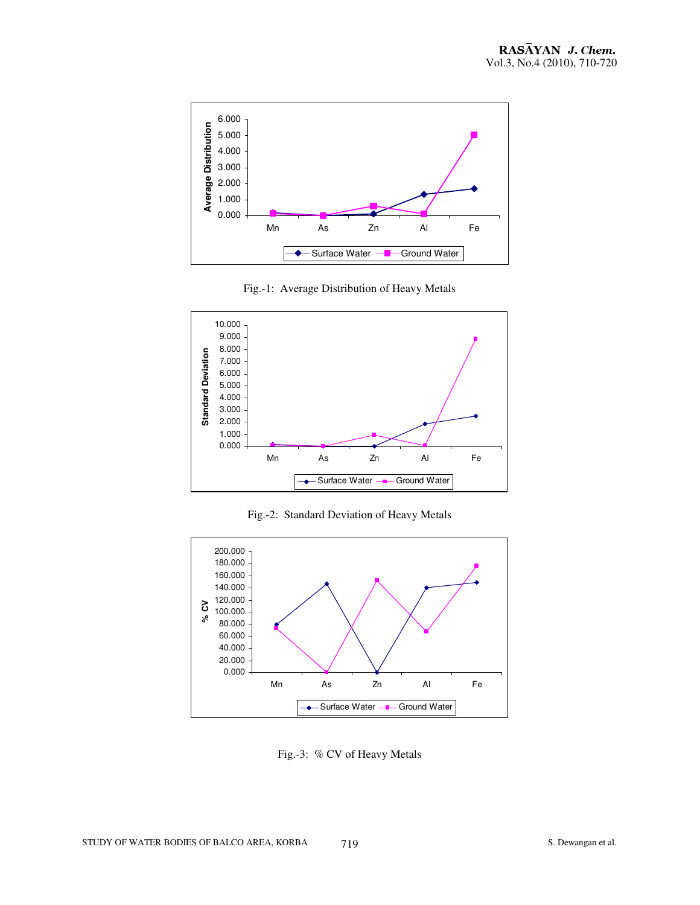Fig.-1: Average Distribution of Heavy Metals

Fig.-2: Standard Deviation of Heavy Metals

Fig.-3: % CV of Heavy Metals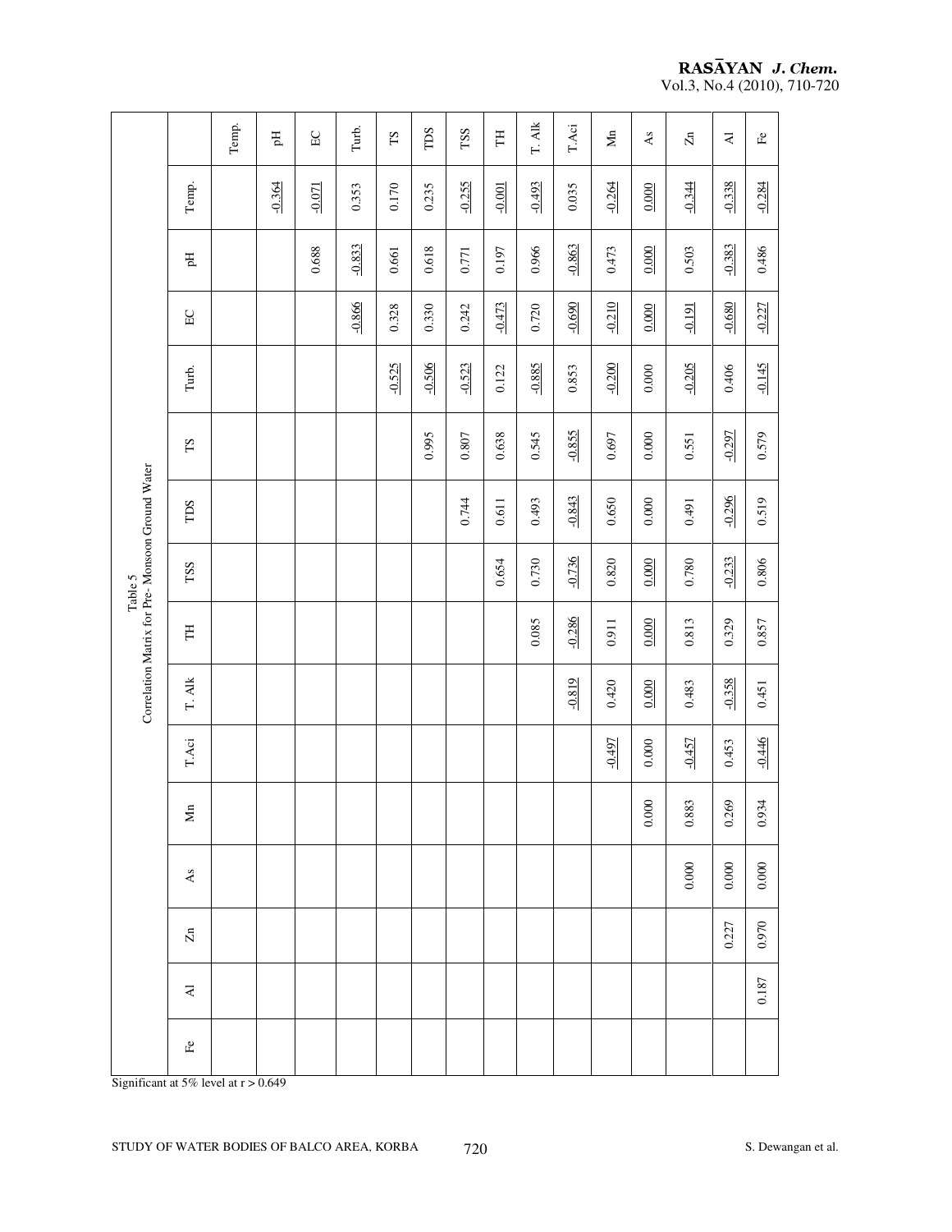Table 5
Correlation Matrix for Pre- Monsoon Ground Water

| | Temp. | pH | EC | Turb. | TS | TDS | TSS | TH | T. Alk | T.Aci | Mn | As | Zn | Al | Fe |
|---|---|---|---|---|---|---|---|---|---|---|---|---|---|---|---|
| Temp. | | | | | | | | | | | | | | | |
| pH | -0.364 | | | | | | | | | | | | | | |
| EC | -0.071 | 0.688 | | | | | | | | | | | | | |
| Turb. | 0.353 | -0.833 | -0.866 | | | | | | | | | | | | |
| TS | 0.170 | 0.661 | 0.328 | -0.525 | | | | | | | | | | | |
| TDS | 0.235 | 0.618 | 0.330 | -0.506 | 0.995 | | | | | | | | | | |
| TSS | -0.255 | 0.771 | 0.242 | -0.523 | 0.807 | 0.744 | | | | | | | | | |
| TH | -0.001 | 0.197 | -0.473 | 0.122 | 0.638 | 0.611 | 0.654 | | | | | | | | |
| T. Alk | -0.493 | 0.966 | 0.720 | -0.885 | 0.545 | 0.493 | 0.730 | 0.085 | | | | | | | |
| T.Aci | 0.035 | -0.863 | -0.690 | 0.853 | -0.855 | -0.843 | -0.736 | -0.286 | -0.819 | | | | | | |
| Mn | -0.264 | 0.473 | -0.210 | -0.200 | 0.697 | 0.650 | 0.820 | 0.911 | 0.420 | -0.497 | | | | | |
| As | 0.000 | 0.000 | 0.000 | 0.000 | 0.000 | 0.000 | 0.000 | 0.000 | 0.000 | 0.000 | 0.000 | | | | |
| Zn | -0.344 | 0.503 | -0.191 | -0.205 | 0.551 | 0.491 | 0.780 | 0.813 | 0.483 | -0.457 | 0.883 | 0.000 | | | |
| Al | -0.338 | -0.383 | -0.680 | 0.406 | -0.297 | -0.296 | -0.233 | 0.329 | -0.358 | 0.453 | 0.269 | 0.000 | 0.227 | | |
| Fe | -0.284 | 0.486 | -0.227 | -0.145 | 0.579 | 0.519 | 0.806 | 0.857 | 0.451 | -0.446 | 0.934 | 0.000 | 0.970 | 0.187 | |

Significant at 5% level at r > 0.649